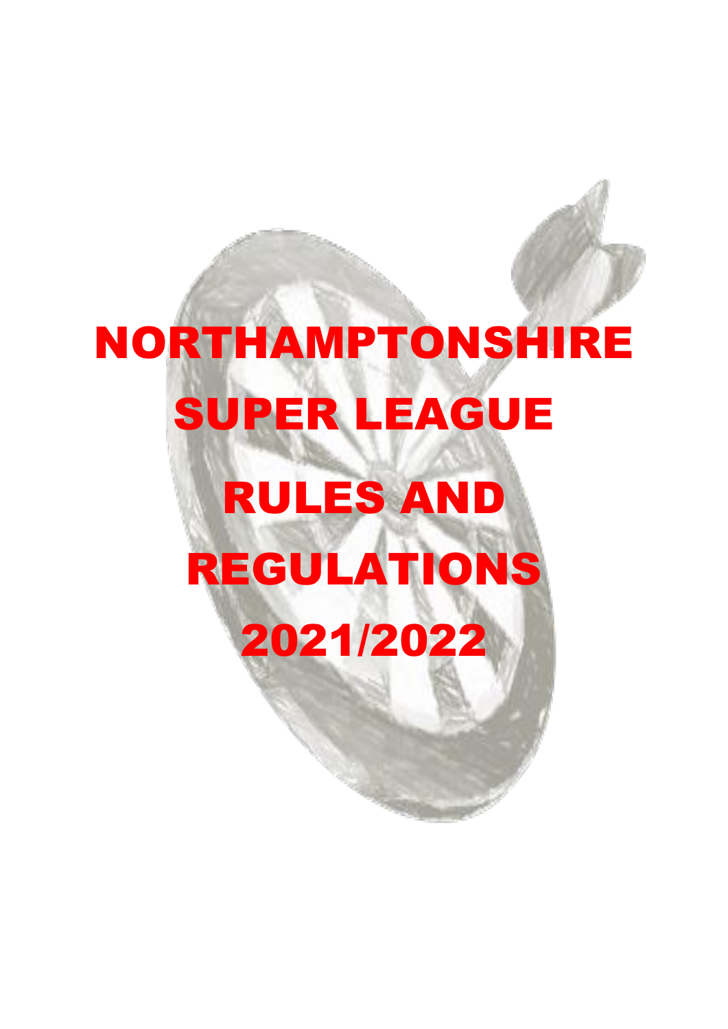# NORTHAMPTONSHIRE SUPER LEAGUE RULES AND REGULATIONS 2021/2022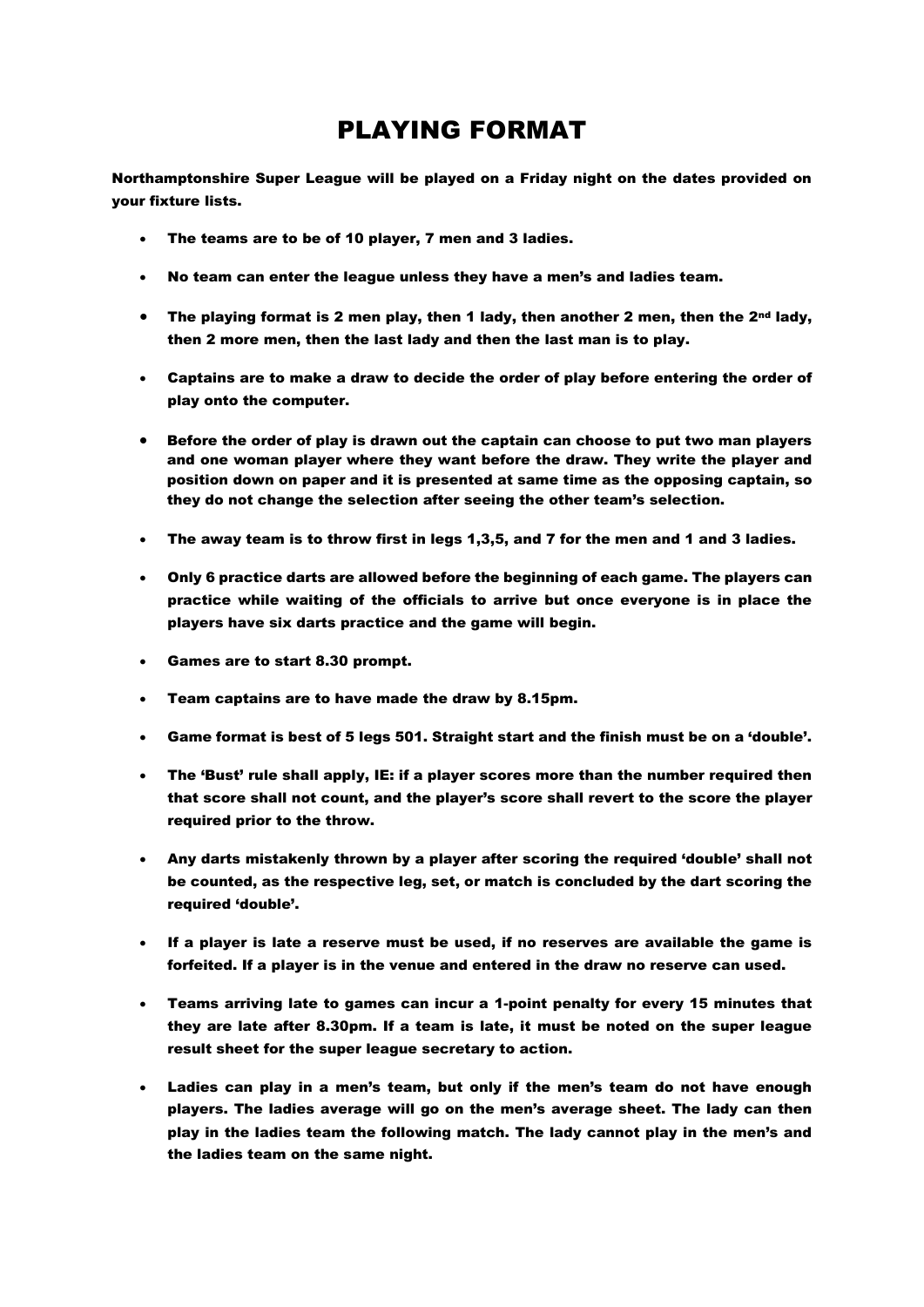# PLAYING FORMAT

**Northamptonshire Super League will be played on a Friday night on the dates provided on your fixture lists.**

- **The teams are to be of 10 player, 7 men and 3 ladies.**
- **No team can enter the league unless they have a men's and ladies team.**
- **The playing format is 2 men play, then 1 lady, then another 2 men, then the 2nd lady, then 2 more men, then the last lady and then the last man is to play.**
- **Captains are to make a draw to decide the order of play before entering the order of play onto the computer.**
- **Before the order of play is drawn out the captain can choose to put two man players and one woman player where they want before the draw. They write the player and position down on paper and it is presented at same time as the opposing captain, so they do not change the selection after seeing the other team's selection.**
- **The away team is to throw first in legs 1,3,5, and 7 for the men and 1 and 3 ladies.**
- **Only 6 practice darts are allowed before the beginning of each game. The players can practice while waiting of the officials to arrive but once everyone is in place the players have six darts practice and the game will begin.**
- **Games are to start 8.30 prompt.**
- **Team captains are to have made the draw by 8.15pm.**
- **Game format is best of 5 legs 501. Straight start and the finish must be on a 'double'.**
- **The 'Bust' rule shall apply, IE: if a player scores more than the number required then that score shall not count, and the player's score shall revert to the score the player required prior to the throw.**
- **Any darts mistakenly thrown by a player after scoring the required 'double' shall not be counted, as the respective leg, set, or match is concluded by the dart scoring the required 'double'.**
- **If a player is late a reserve must be used, if no reserves are available the game is forfeited. If a player is in the venue and entered in the draw no reserve can used.**
- **Teams arriving late to games can incur a 1-point penalty for every 15 minutes that they are late after 8.30pm. If a team is late, it must be noted on the super league result sheet for the super league secretary to action.**
- **Ladies can play in a men's team, but only if the men's team do not have enough players. The ladies average will go on the men's average sheet. The lady can then play in the ladies team the following match. The lady cannot play in the men's and the ladies team on the same night.**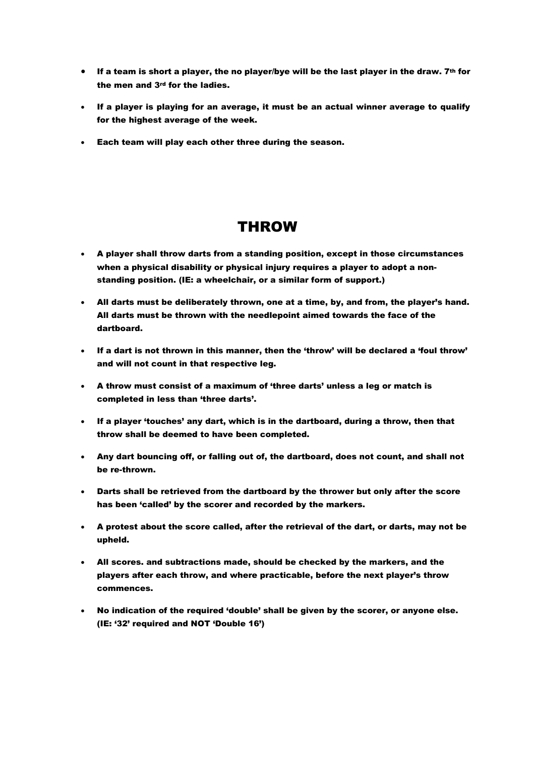- **If a team is short a player, the no player/bye will be the last player in the draw. 7th for the men and 3rd for the ladies.**
- **If a player is playing for an average, it must be an actual winner average to qualify for the highest average of the week.**
- **Each team will play each other three during the season.**

## THROW

- **A player shall throw darts from a standing position, except in those circumstances when a physical disability or physical injury requires a player to adopt a non-standing position. (IE: a wheelchair, or a similar form of support.)**
- **All darts must be deliberately thrown, one at a time, by, and from, the player's hand. All darts must be thrown with the needlepoint aimed towards the face of the dartboard.**
- **If a dart is not thrown in this manner, then the 'throw' will be declared a 'foul throw' and will not count in that respective leg.**
- **A throw must consist of a maximum of 'three darts' unless a leg or match is completed in less than 'three darts'.**
- **If a player 'touches' any dart, which is in the dartboard, during a throw, then that throw shall be deemed to have been completed.**
- **Any dart bouncing off, or falling out of, the dartboard, does not count, and shall not be re-thrown.**
- **Darts shall be retrieved from the dartboard by the thrower but only after the score has been 'called' by the scorer and recorded by the markers.**
- **A protest about the score called, after the retrieval of the dart, or darts, may not be upheld.**
- **All scores. and subtractions made, should be checked by the markers, and the players after each throw, and where practicable, before the next player's throw commences.**
- **No indication of the required 'double' shall be given by the scorer, or anyone else. (IE: '32' required and NOT 'Double 16')**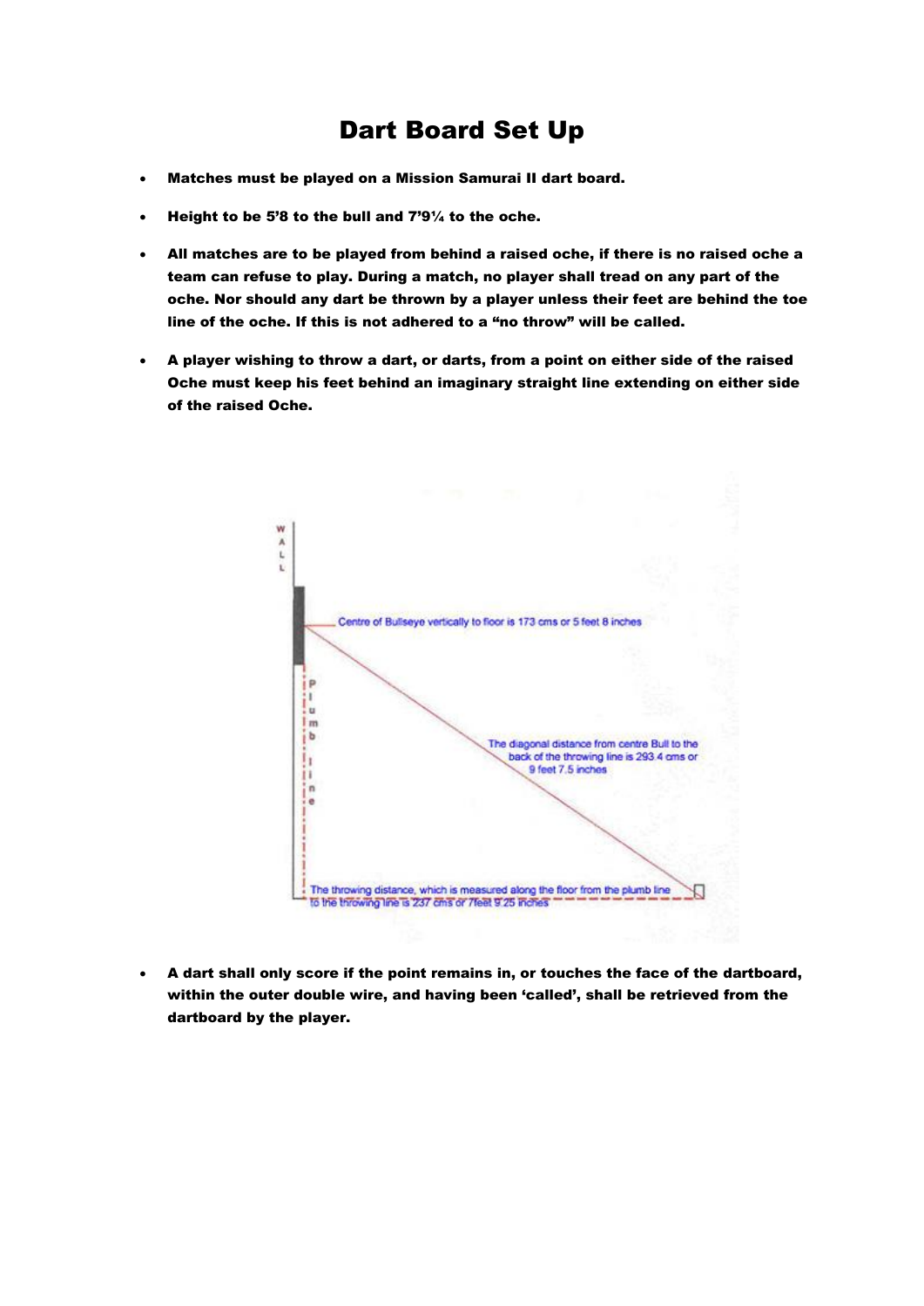# Dart Board Set Up

- **Matches must be played on a Mission Samurai II dart board.**
- **Height to be 5'8 to the bull and 7'9¼ to the oche.**
- **All matches are to be played from behind a raised oche, if there is no raised oche a team can refuse to play. During a match, no player shall tread on any part of the oche. Nor should any dart be thrown by a player unless their feet are behind the toe line of the oche. If this is not adhered to a "no throw" will be called.**
- **A player wishing to throw a dart, or darts, from a point on either side of the raised Oche must keep his feet behind an imaginary straight line extending on either side of the raised Oche.**

WALL

Plumb line

Centre of Bullseye vertically to floor is 173 cms or 5 feet 8 inches

The diagonal distance from centre Bull to the back of the throwing line is 293.4 cms or 9 feet 7.5 inches

The throwing distance, which is measured along the floor from the plumb line to the throwing line is 237 cms or 7feet 9.25 inches

- **A dart shall only score if the point remains in, or touches the face of the dartboard, within the outer double wire, and having been 'called', shall be retrieved from the dartboard by the player.**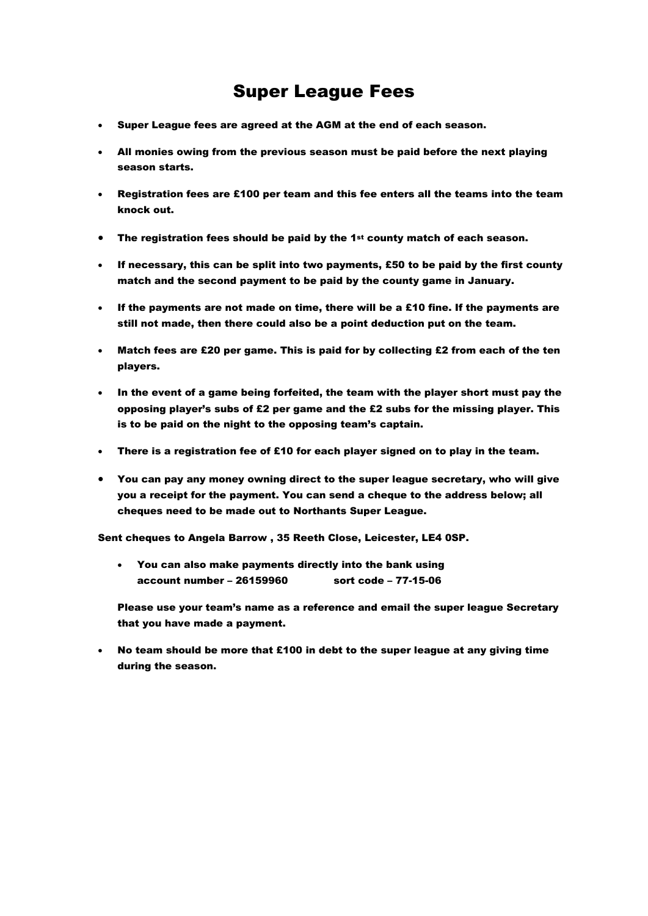# Super League Fees

- **Super League fees are agreed at the AGM at the end of each season.**
- **All monies owing from the previous season must be paid before the next playing season starts.**
- **Registration fees are £100 per team and this fee enters all the teams into the team knock out.**
- **The registration fees should be paid by the 1st county match of each season.**
- **If necessary, this can be split into two payments, £50 to be paid by the first county match and the second payment to be paid by the county game in January.**
- **If the payments are not made on time, there will be a £10 fine. If the payments are still not made, then there could also be a point deduction put on the team.**
- **Match fees are £20 per game. This is paid for by collecting £2 from each of the ten players.**
- **In the event of a game being forfeited, the team with the player short must pay the opposing player's subs of £2 per game and the £2 subs for the missing player. This is to be paid on the night to the opposing team's captain.**
- **There is a registration fee of £10 for each player signed on to play in the team.**
- **You can pay any money owning direct to the super league secretary, who will give you a receipt for the payment. You can send a cheque to the address below; all cheques need to be made out to Northants Super League.**

**Sent cheques to Angela Barrow , 35 Reeth Close, Leicester, LE4 0SP.**

- **You can also make payments directly into the bank using account number – 26159960 sort code – 77-15-06**

**Please use your team's name as a reference and email the super league Secretary that you have made a payment.**

- **No team should be more that £100 in debt to the super league at any giving time during the season.**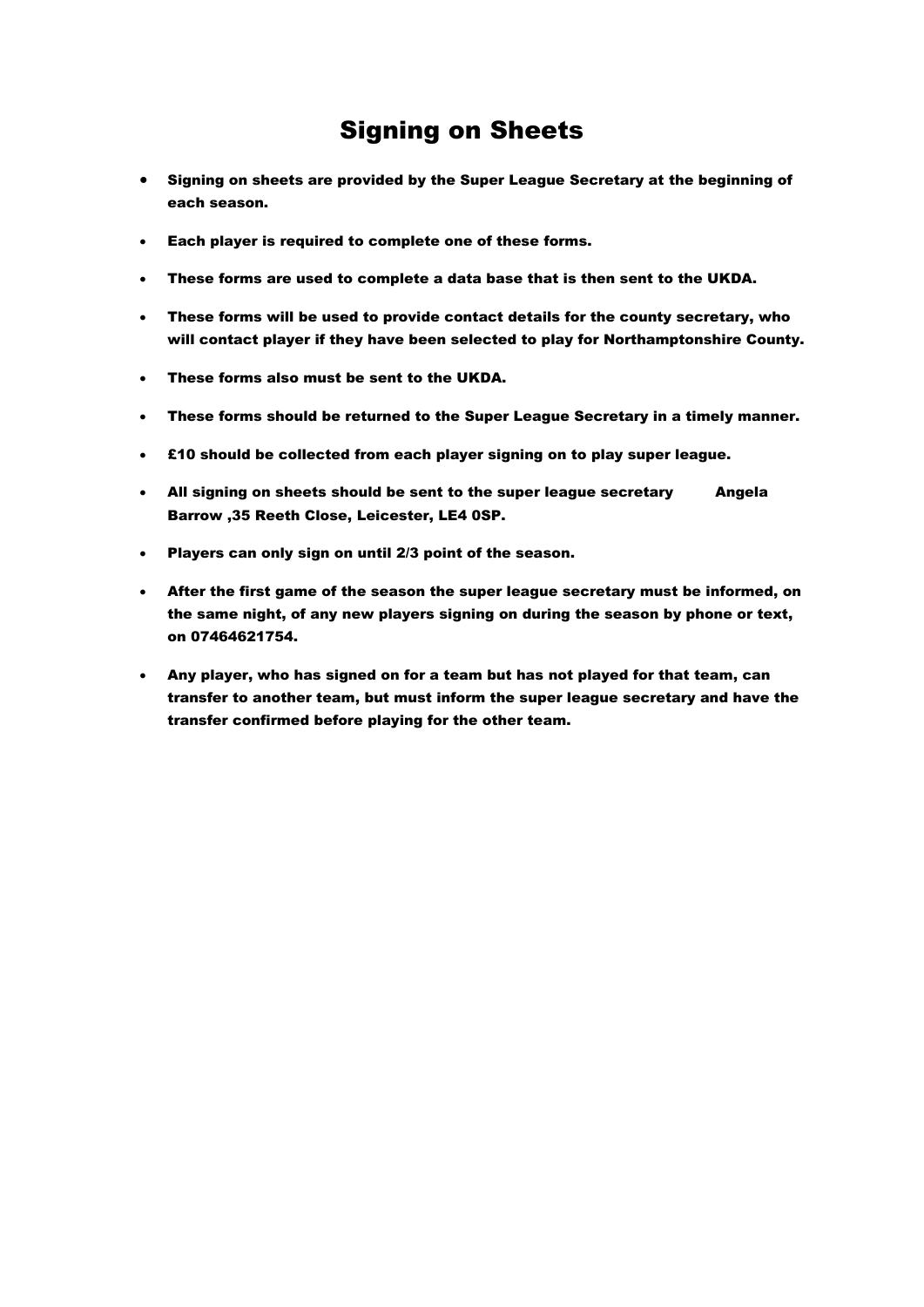# Signing on Sheets

- **Signing on sheets are provided by the Super League Secretary at the beginning of each season.**
- **Each player is required to complete one of these forms.**
- **These forms are used to complete a data base that is then sent to the UKDA.**
- **These forms will be used to provide contact details for the county secretary, who will contact player if they have been selected to play for Northamptonshire County.**
- **These forms also must be sent to the UKDA.**
- **These forms should be returned to the Super League Secretary in a timely manner.**
- **£10 should be collected from each player signing on to play super league.**
- **All signing on sheets should be sent to the super league secretary Angela Barrow ,35 Reeth Close, Leicester, LE4 0SP.**
- **Players can only sign on until 2/3 point of the season.**
- **After the first game of the season the super league secretary must be informed, on the same night, of any new players signing on during the season by phone or text, on 07464621754.**
- **Any player, who has signed on for a team but has not played for that team, can transfer to another team, but must inform the super league secretary and have the transfer confirmed before playing for the other team.**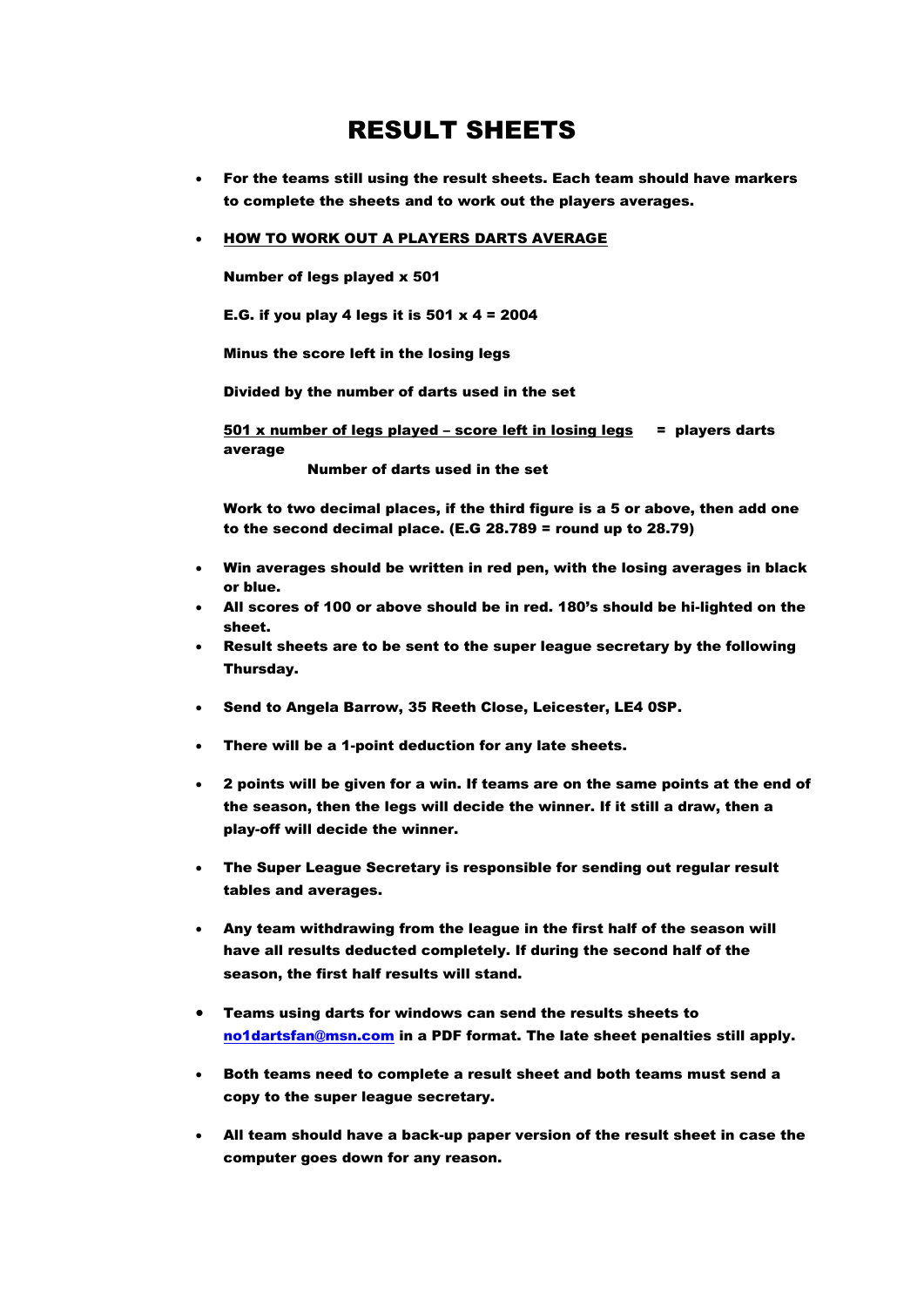# RESULT SHEETS

- **For the teams still using the result sheets. Each team should have markers to complete the sheets and to work out the players averages.**

- **<u>HOW TO WORK OUT A PLAYERS DARTS AVERAGE</u>**

  **Number of legs played x 501**

  **E.G. if you play 4 legs it is 501 x 4 = 2004**

  **Minus the score left in the losing legs**

  **Divided by the number of darts used in the set**

  **<u>501 x number of legs played – score left in losing legs</u> = players darts average**
  **Number of darts used in the set**

  **Work to two decimal places, if the third figure is a 5 or above, then add one to the second decimal place. (E.G 28.789 = round up to 28.79)**

- **Win averages should be written in red pen, with the losing averages in black or blue.**
- **All scores of 100 or above should be in red. 180's should be hi-lighted on the sheet.**
- **Result sheets are to be sent to the super league secretary by the following Thursday.**

- **Send to Angela Barrow, 35 Reeth Close, Leicester, LE4 0SP.**

- **There will be a 1-point deduction for any late sheets.**

- **2 points will be given for a win. If teams are on the same points at the end of the season, then the legs will decide the winner. If it still a draw, then a play-off will decide the winner.**

- **The Super League Secretary is responsible for sending out regular result tables and averages.**

- **Any team withdrawing from the league in the first half of the season will have all results deducted completely. If during the second half of the season, the first half results will stand.**

- **Teams using darts for windows can send the results sheets to [no1dartsfan@msn.com](mailto:no1dartsfan@msn.com) in a PDF format. The late sheet penalties still apply.**

- **Both teams need to complete a result sheet and both teams must send a copy to the super league secretary.**

- **All team should have a back-up paper version of the result sheet in case the computer goes down for any reason.**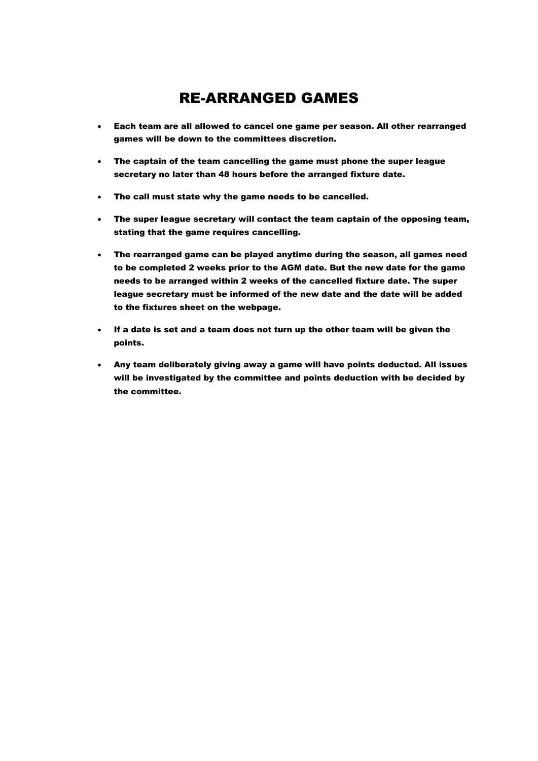# RE-ARRANGED GAMES

- **Each team are all allowed to cancel one game per season. All other rearranged games will be down to the committees discretion.**
- **The captain of the team cancelling the game must phone the super league secretary no later than 48 hours before the arranged fixture date.**
- **The call must state why the game needs to be cancelled.**
- **The super league secretary will contact the team captain of the opposing team, stating that the game requires cancelling.**
- **The rearranged game can be played anytime during the season, all games need to be completed 2 weeks prior to the AGM date. But the new date for the game needs to be arranged within 2 weeks of the cancelled fixture date. The super league secretary must be informed of the new date and the date will be added to the fixtures sheet on the webpage.**
- **If a date is set and a team does not turn up the other team will be given the points.**
- **Any team deliberately giving away a game will have points deducted. All issues will be investigated by the committee and points deduction with be decided by the committee.**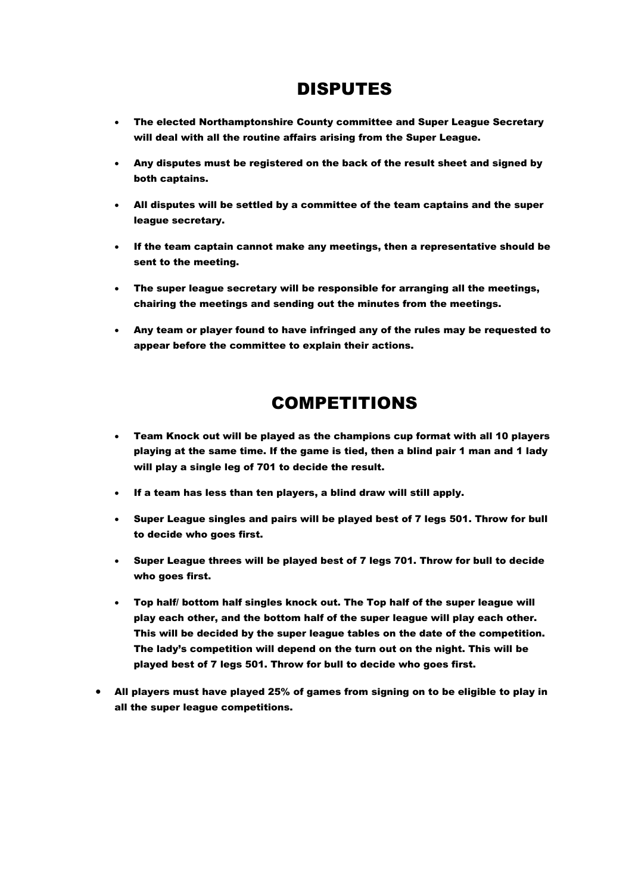## DISPUTES

- **The elected Northamptonshire County committee and Super League Secretary will deal with all the routine affairs arising from the Super League.**
- **Any disputes must be registered on the back of the result sheet and signed by both captains.**
- **All disputes will be settled by a committee of the team captains and the super league secretary.**
- **If the team captain cannot make any meetings, then a representative should be sent to the meeting.**
- **The super league secretary will be responsible for arranging all the meetings, chairing the meetings and sending out the minutes from the meetings.**
- **Any team or player found to have infringed any of the rules may be requested to appear before the committee to explain their actions.**

## COMPETITIONS

- **Team Knock out will be played as the champions cup format with all 10 players playing at the same time. If the game is tied, then a blind pair 1 man and 1 lady will play a single leg of 701 to decide the result.**
- **If a team has less than ten players, a blind draw will still apply.**
- **Super League singles and pairs will be played best of 7 legs 501. Throw for bull to decide who goes first.**
- **Super League threes will be played best of 7 legs 701. Throw for bull to decide who goes first.**
- **Top half/ bottom half singles knock out. The Top half of the super league will play each other, and the bottom half of the super league will play each other. This will be decided by the super league tables on the date of the competition. The lady's competition will depend on the turn out on the night. This will be played best of 7 legs 501. Throw for bull to decide who goes first.**

- **All players must have played 25% of games from signing on to be eligible to play in all the super league competitions.**